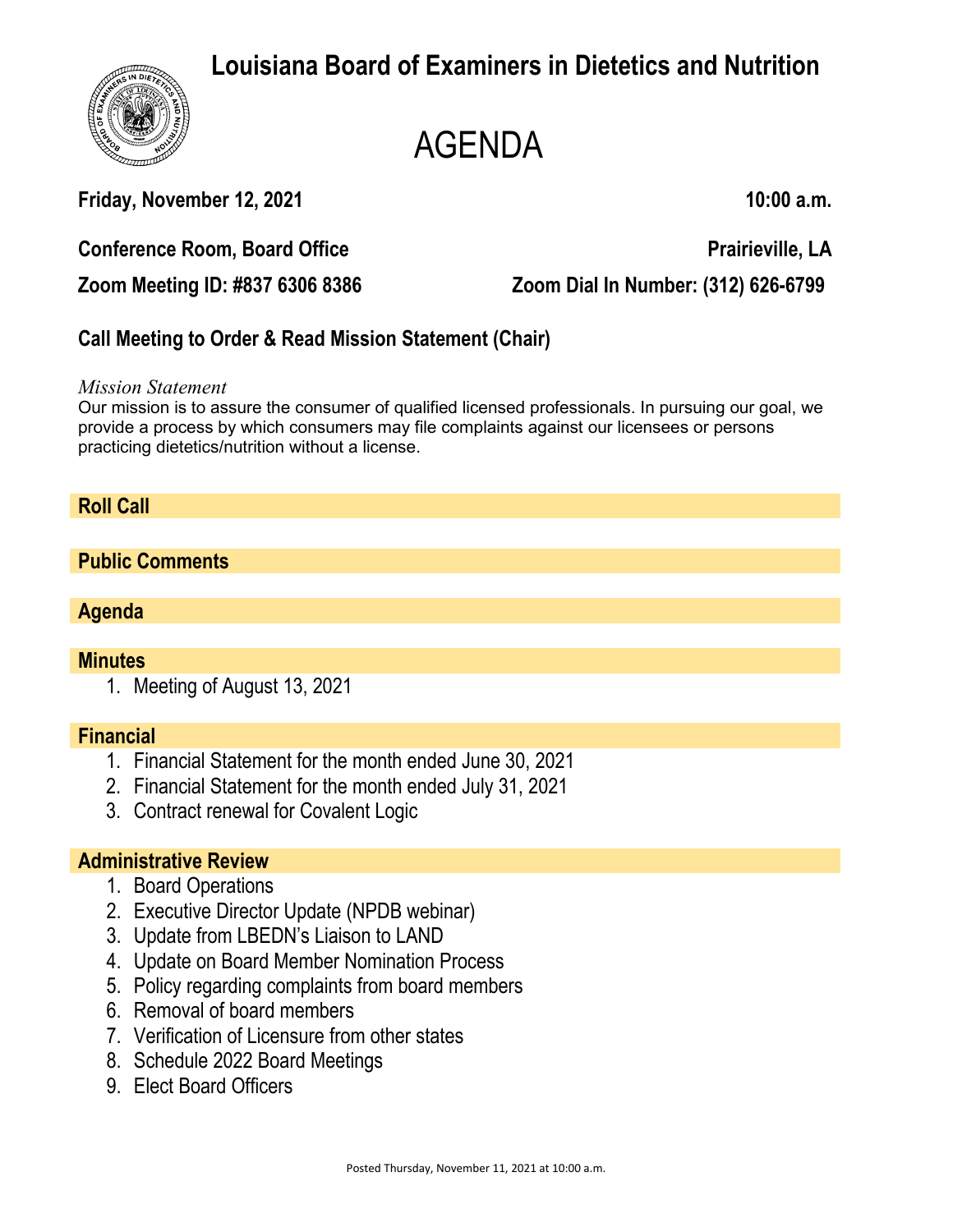# Louisiana Board of Examiners in Dietetics and Nutrition

# AGENDA

**Friday, November 12, 2021** **10:00 a.m.**

**Conference Room, Board Office** **Prairieville, LA**

**Zoom Meeting ID: #837 6306 8386** **Zoom Dial In Number: (312) 626-6799**

## Call Meeting to Order & Read Mission Statement (Chair)

*Mission Statement*

Our mission is to assure the consumer of qualified licensed professionals. In pursuing our goal, we provide a process by which consumers may file complaints against our licensees or persons practicing dietetics/nutrition without a license.

## Roll Call

## Public Comments

## Agenda

## Minutes

1. Meeting of August 13, 2021

## Financial

1. Financial Statement for the month ended June 30, 2021
2. Financial Statement for the month ended July 31, 2021
3. Contract renewal for Covalent Logic

## Administrative Review

1. Board Operations
2. Executive Director Update (NPDB webinar)
3. Update from LBEDN's Liaison to LAND
4. Update on Board Member Nomination Process
5. Policy regarding complaints from board members
6. Removal of board members
7. Verification of Licensure from other states
8. Schedule 2022 Board Meetings
9. Elect Board Officers

Posted Thursday, November 11, 2021 at 10:00 a.m.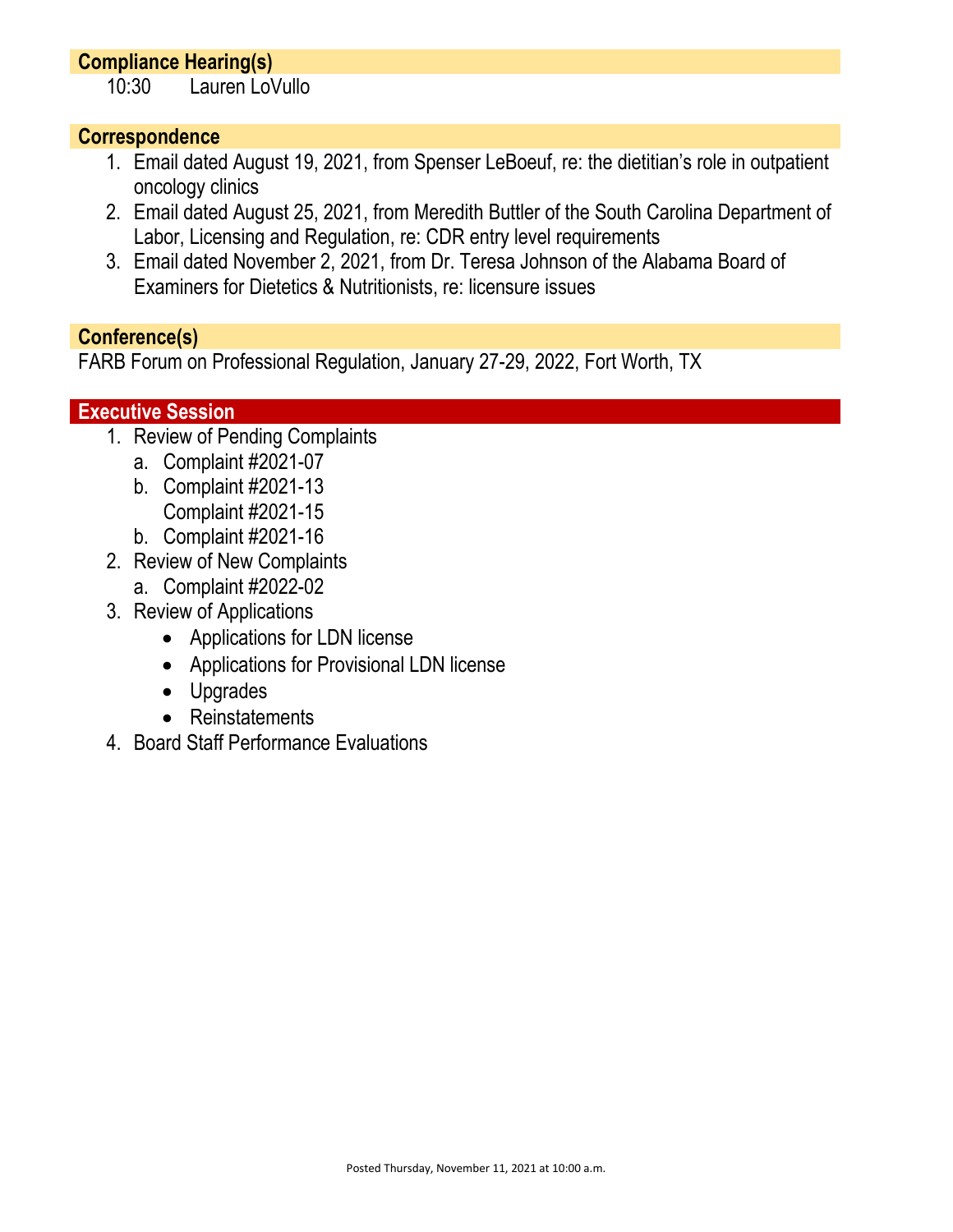## Compliance Hearing(s)

10:30 Lauren LoVullo

## Correspondence

1. Email dated August 19, 2021, from Spenser LeBoeuf, re: the dietitian's role in outpatient oncology clinics
2. Email dated August 25, 2021, from Meredith Buttler of the South Carolina Department of Labor, Licensing and Regulation, re: CDR entry level requirements
3. Email dated November 2, 2021, from Dr. Teresa Johnson of the Alabama Board of Examiners for Dietetics & Nutritionists, re: licensure issues

## Conference(s)

FARB Forum on Professional Regulation, January 27-29, 2022, Fort Worth, TX

## Executive Session

1. Review of Pending Complaints
   a. Complaint #2021-07
   b. Complaint #2021-13
      Complaint #2021-15
   b. Complaint #2021-16
2. Review of New Complaints
   a. Complaint #2022-02
3. Review of Applications
   - Applications for LDN license
   - Applications for Provisional LDN license
   - Upgrades
   - Reinstatements
4. Board Staff Performance Evaluations

Posted Thursday, November 11, 2021 at 10:00 a.m.